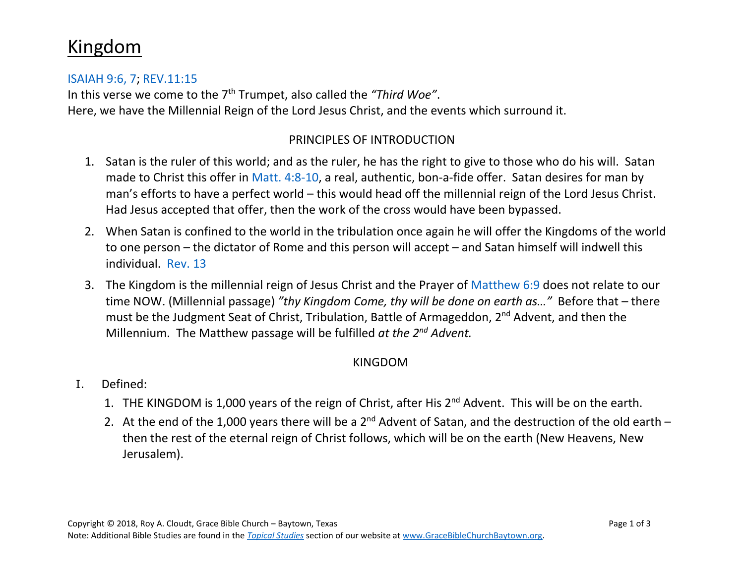# Kingdom

ISAIAH 9:6, 7; REV.11:15

In this verse we come to the 7th Trumpet, also called the *"Third Woe"*.

Here, we have the Millennial Reign of the Lord Jesus Christ, and the events which surround it.

PRINCIPLES OF INTRODUCTION

1. Satan is the ruler of this world; and as the ruler, he has the right to give to those who do his will. Satan made to Christ this offer in Matt. 4:8-10, a real, authentic, bon-a-fide offer. Satan desires for man by man's efforts to have a perfect world – this would head off the millennial reign of the Lord Jesus Christ. Had Jesus accepted that offer, then the work of the cross would have been bypassed.
2. When Satan is confined to the world in the tribulation once again he will offer the Kingdoms of the world to one person – the dictator of Rome and this person will accept – and Satan himself will indwell this individual. Rev. 13
3. The Kingdom is the millennial reign of Jesus Christ and the Prayer of Matthew 6:9 does not relate to our time NOW. (Millennial passage) *"thy Kingdom Come, thy will be done on earth as…"* Before that – there must be the Judgment Seat of Christ, Tribulation, Battle of Armageddon, 2nd Advent, and then the Millennium. The Matthew passage will be fulfilled *at the 2nd Advent.*

KINGDOM

I. Defined:
   1. THE KINGDOM is 1,000 years of the reign of Christ, after His 2nd Advent. This will be on the earth.
   2. At the end of the 1,000 years there will be a 2nd Advent of Satan, and the destruction of the old earth – then the rest of the eternal reign of Christ follows, which will be on the earth (New Heavens, New Jerusalem).

Copyright © 2018, Roy A. Cloudt, Grace Bible Church – Baytown, Texas

Note: Additional Bible Studies are found in the *Topical Studies* section of our website at www.GraceBibleChurchBaytown.org.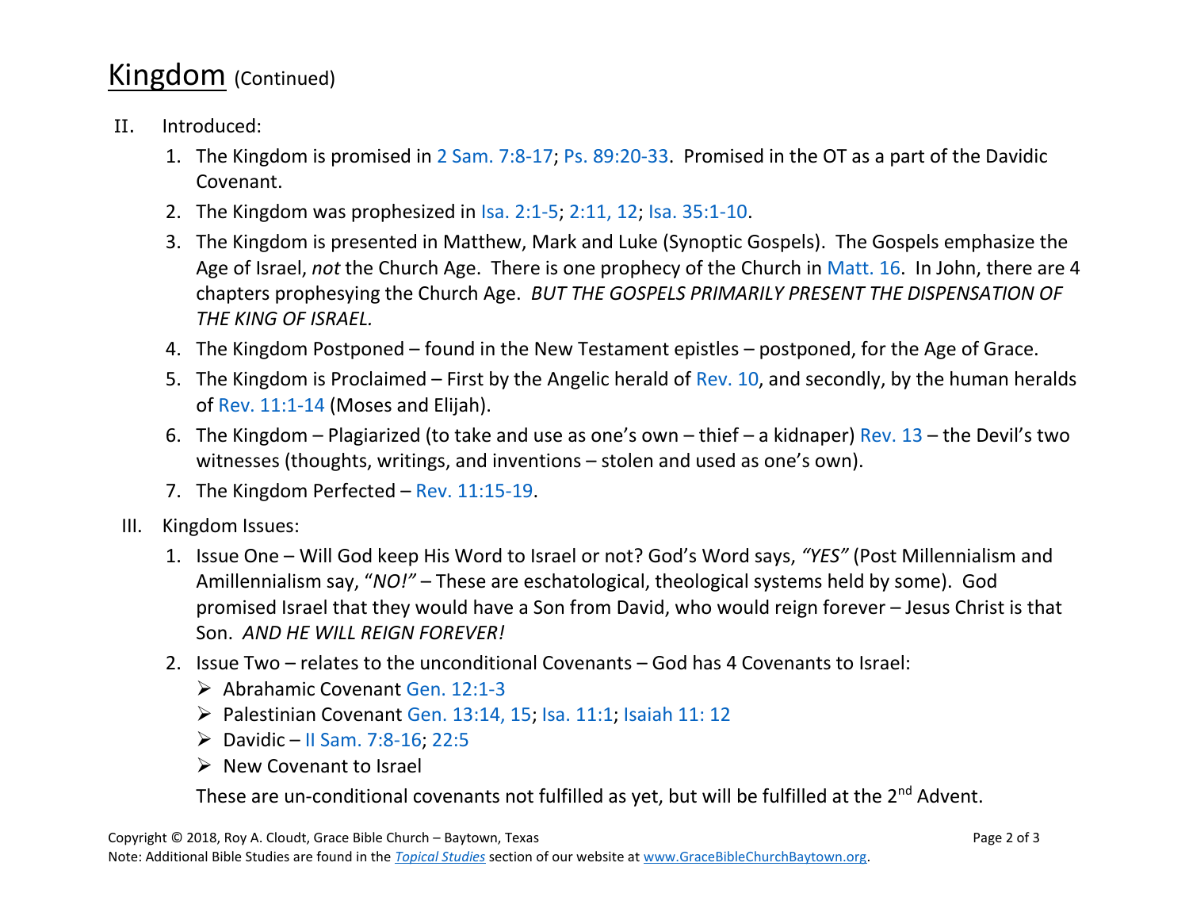# Kingdom (Continued)

II. Introduced:

1. The Kingdom is promised in 2 Sam. 7:8-17; Ps. 89:20-33. Promised in the OT as a part of the Davidic Covenant.
2. The Kingdom was prophesized in Isa. 2:1-5; 2:11, 12; Isa. 35:1-10.
3. The Kingdom is presented in Matthew, Mark and Luke (Synoptic Gospels). The Gospels emphasize the Age of Israel, *not* the Church Age. There is one prophecy of the Church in Matt. 16. In John, there are 4 chapters prophesying the Church Age. *BUT THE GOSPELS PRIMARILY PRESENT THE DISPENSATION OF THE KING OF ISRAEL.*
4. The Kingdom Postponed – found in the New Testament epistles – postponed, for the Age of Grace.
5. The Kingdom is Proclaimed – First by the Angelic herald of Rev. 10, and secondly, by the human heralds of Rev. 11:1-14 (Moses and Elijah).
6. The Kingdom – Plagiarized (to take and use as one's own – thief – a kidnaper) Rev. 13 – the Devil's two witnesses (thoughts, writings, and inventions – stolen and used as one's own).
7. The Kingdom Perfected – Rev. 11:15-19.

III. Kingdom Issues:

1. Issue One – Will God keep His Word to Israel or not? God's Word says, *"YES"* (Post Millennialism and Amillennialism say, "*NO!"* – These are eschatological, theological systems held by some). God promised Israel that they would have a Son from David, who would reign forever – Jesus Christ is that Son. *AND HE WILL REIGN FOREVER!*
2. Issue Two – relates to the unconditional Covenants – God has 4 Covenants to Israel:
   - Abrahamic Covenant Gen. 12:1-3
   - Palestinian Covenant Gen. 13:14, 15; Isa. 11:1; Isaiah 11: 12
   - Davidic – II Sam. 7:8-16; 22:5
   - New Covenant to Israel

   These are un-conditional covenants not fulfilled as yet, but will be fulfilled at the 2nd Advent.

Copyright © 2018, Roy A. Cloudt, Grace Bible Church – Baytown, Texas
Note: Additional Bible Studies are found in the *Topical Studies* section of our website at www.GraceBibleChurchBaytown.org.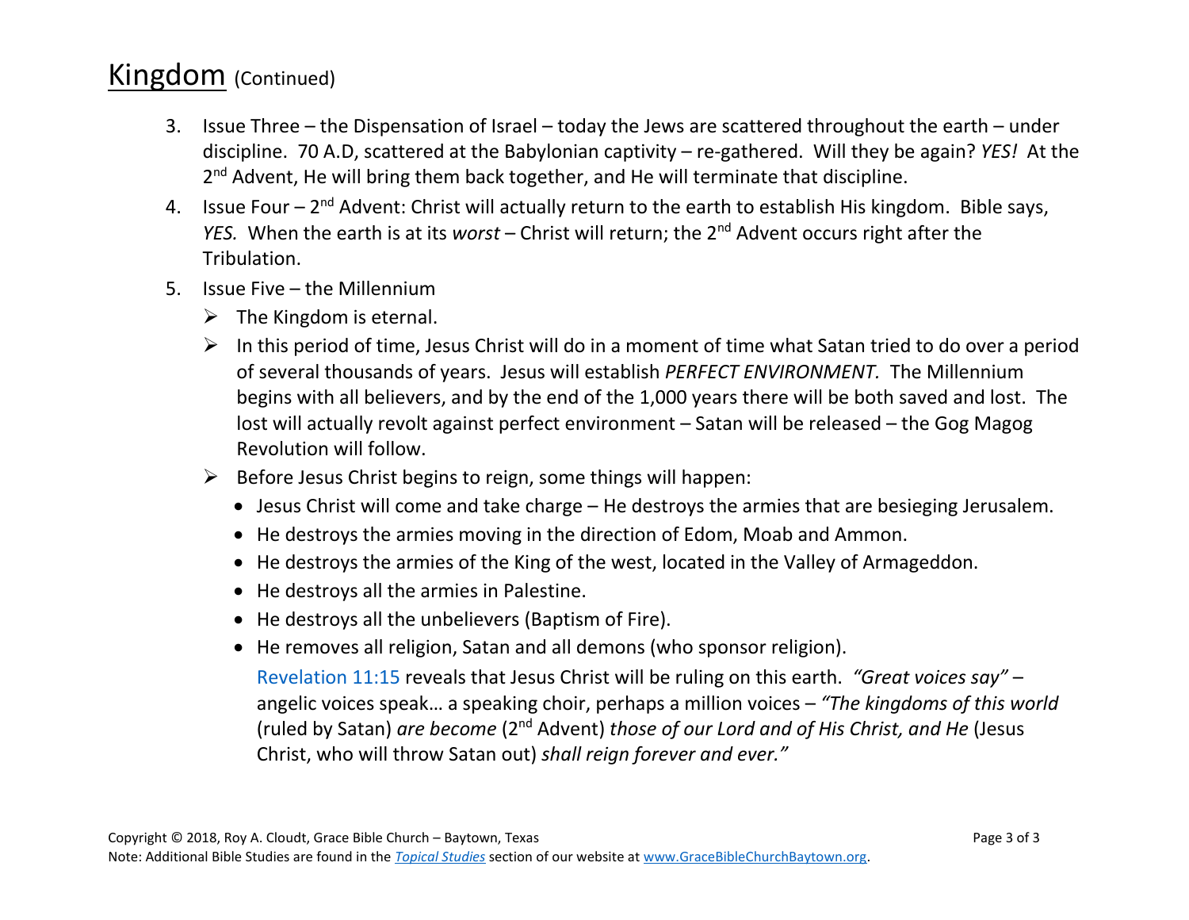# Kingdom (Continued)

3. Issue Three – the Dispensation of Israel – today the Jews are scattered throughout the earth – under discipline. 70 A.D, scattered at the Babylonian captivity – re-gathered. Will they be again? *YES!* At the 2nd Advent, He will bring them back together, and He will terminate that discipline.
4. Issue Four – 2nd Advent: Christ will actually return to the earth to establish His kingdom. Bible says, *YES.* When the earth is at its *worst* – Christ will return; the 2nd Advent occurs right after the Tribulation.
5. Issue Five – the Millennium
   - The Kingdom is eternal.
   - In this period of time, Jesus Christ will do in a moment of time what Satan tried to do over a period of several thousands of years. Jesus will establish *PERFECT ENVIRONMENT.* The Millennium begins with all believers, and by the end of the 1,000 years there will be both saved and lost. The lost will actually revolt against perfect environment – Satan will be released – the Gog Magog Revolution will follow.
   - Before Jesus Christ begins to reign, some things will happen:
     - Jesus Christ will come and take charge – He destroys the armies that are besieging Jerusalem.
     - He destroys the armies moving in the direction of Edom, Moab and Ammon.
     - He destroys the armies of the King of the west, located in the Valley of Armageddon.
     - He destroys all the armies in Palestine.
     - He destroys all the unbelievers (Baptism of Fire).
     - He removes all religion, Satan and all demons (who sponsor religion).

       Revelation 11:15 reveals that Jesus Christ will be ruling on this earth. *"Great voices say"* – angelic voices speak… a speaking choir, perhaps a million voices – *"The kingdoms of this world* (ruled by Satan) *are become* (2nd Advent) *those of our Lord and of His Christ, and He* (Jesus Christ, who will throw Satan out) *shall reign forever and ever."*

Copyright © 2018, Roy A. Cloudt, Grace Bible Church – Baytown, Texas
Note: Additional Bible Studies are found in the *Topical Studies* section of our website at www.GraceBibleChurchBaytown.org.